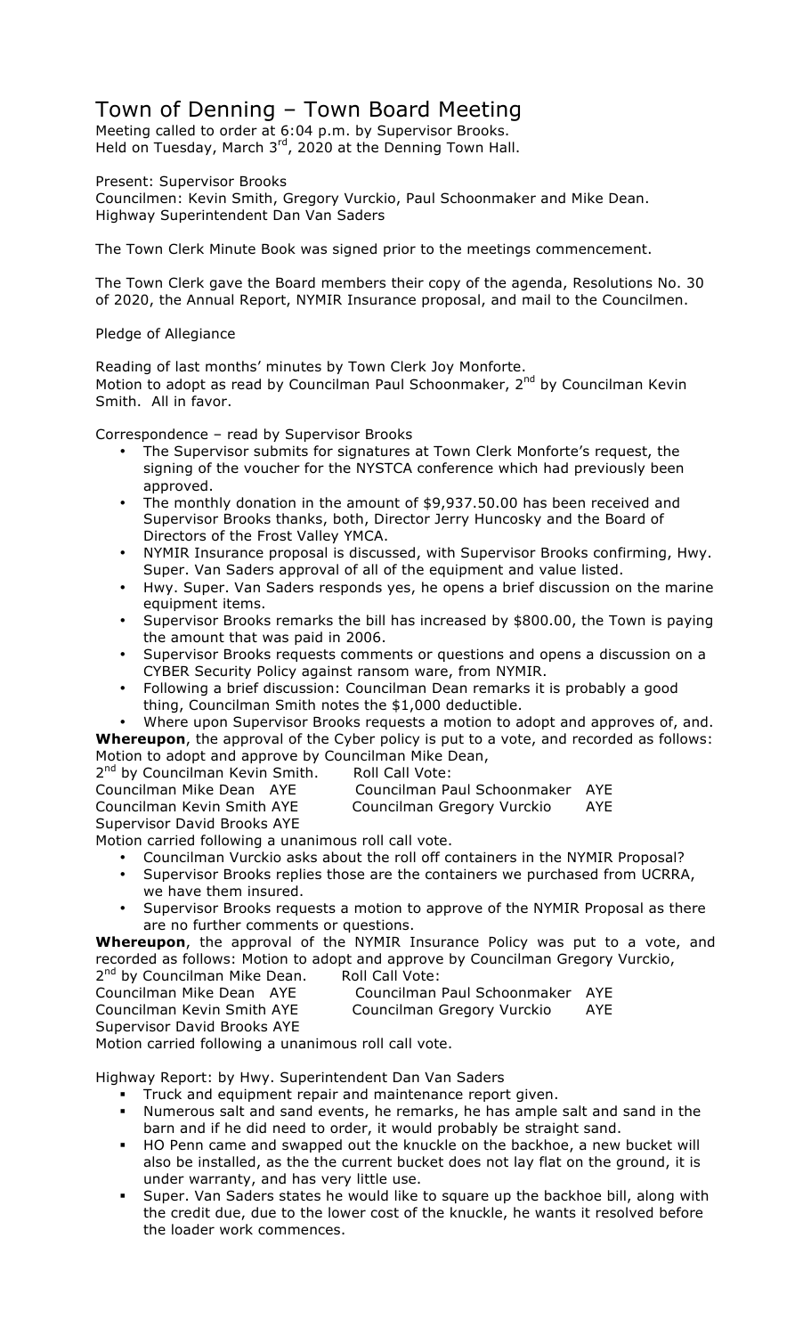# Town of Denning – Town Board Meeting

Meeting called to order at 6:04 p.m. by Supervisor Brooks.
Held on Tuesday, March 3rd, 2020 at the Denning Town Hall.

Present: Supervisor Brooks
Councilmen: Kevin Smith, Gregory Vurckio, Paul Schoonmaker and Mike Dean.
Highway Superintendent Dan Van Saders

The Town Clerk Minute Book was signed prior to the meetings commencement.

The Town Clerk gave the Board members their copy of the agenda, Resolutions No. 30 of 2020, the Annual Report, NYMIR Insurance proposal, and mail to the Councilmen.

Pledge of Allegiance

Reading of last months' minutes by Town Clerk Joy Monforte.
Motion to adopt as read by Councilman Paul Schoonmaker, 2nd by Councilman Kevin Smith. All in favor.

Correspondence – read by Supervisor Brooks

- The Supervisor submits for signatures at Town Clerk Monforte's request, the signing of the voucher for the NYSTCA conference which had previously been approved.
- The monthly donation in the amount of $9,937.50.00 has been received and Supervisor Brooks thanks, both, Director Jerry Huncosky and the Board of Directors of the Frost Valley YMCA.
- NYMIR Insurance proposal is discussed, with Supervisor Brooks confirming, Hwy. Super. Van Saders approval of all of the equipment and value listed.
- Hwy. Super. Van Saders responds yes, he opens a brief discussion on the marine equipment items.
- Supervisor Brooks remarks the bill has increased by $800.00, the Town is paying the amount that was paid in 2006.
- Supervisor Brooks requests comments or questions and opens a discussion on a CYBER Security Policy against ransom ware, from NYMIR.
- Following a brief discussion: Councilman Dean remarks it is probably a good thing, Councilman Smith notes the $1,000 deductible.
- Where upon Supervisor Brooks requests a motion to adopt and approves of, and.

**Whereupon**, the approval of the Cyber policy is put to a vote, and recorded as follows: Motion to adopt and approve by Councilman Mike Dean,
2nd by Councilman Kevin Smith. Roll Call Vote:
Councilman Mike Dean AYE Councilman Paul Schoonmaker AYE
Councilman Kevin Smith AYE Councilman Gregory Vurckio AYE
Supervisor David Brooks AYE
Motion carried following a unanimous roll call vote.

- Councilman Vurckio asks about the roll off containers in the NYMIR Proposal?
- Supervisor Brooks replies those are the containers we purchased from UCRRA, we have them insured.
- Supervisor Brooks requests a motion to approve of the NYMIR Proposal as there are no further comments or questions.

**Whereupon**, the approval of the NYMIR Insurance Policy was put to a vote, and recorded as follows: Motion to adopt and approve by Councilman Gregory Vurckio,
2nd by Councilman Mike Dean. Roll Call Vote:
Councilman Mike Dean AYE Councilman Paul Schoonmaker AYE
Councilman Kevin Smith AYE Councilman Gregory Vurckio AYE
Supervisor David Brooks AYE
Motion carried following a unanimous roll call vote.

Highway Report: by Hwy. Superintendent Dan Van Saders

- Truck and equipment repair and maintenance report given.
- Numerous salt and sand events, he remarks, he has ample salt and sand in the barn and if he did need to order, it would probably be straight sand.
- HO Penn came and swapped out the knuckle on the backhoe, a new bucket will also be installed, as the current bucket does not lay flat on the ground, it is under warranty, and has very little use.
- Super. Van Saders states he would like to square up the backhoe bill, along with the credit due, due to the lower cost of the knuckle, he wants it resolved before the loader work commences.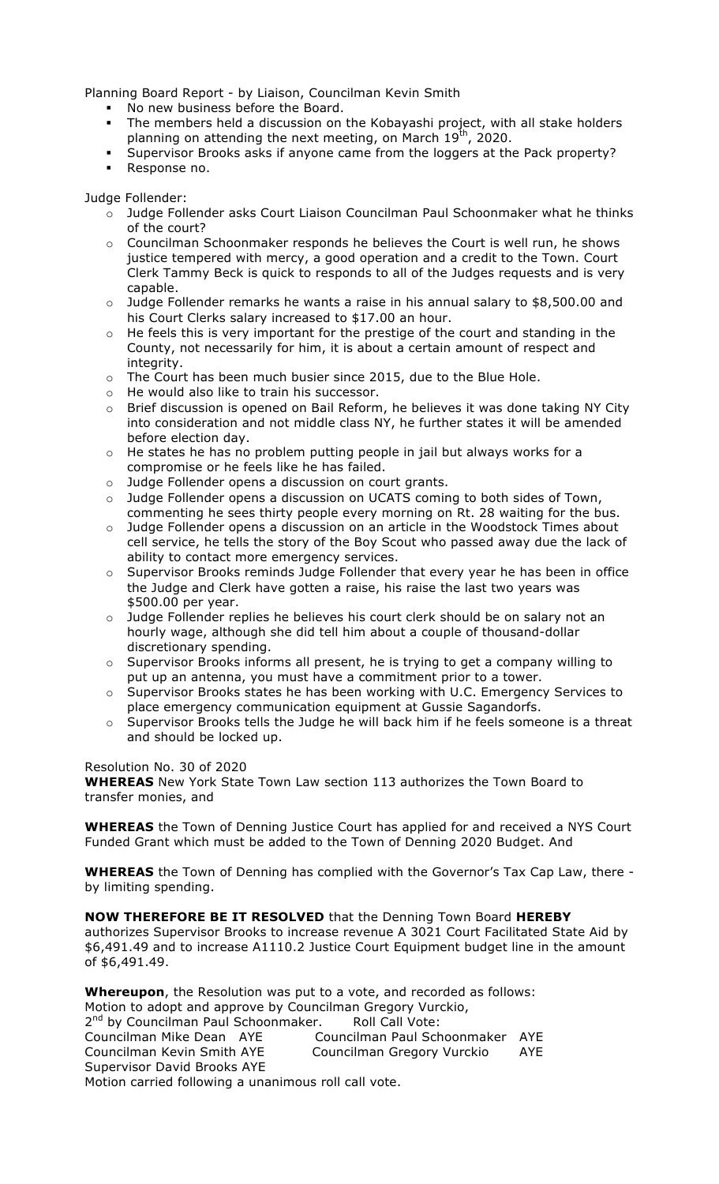Planning Board Report - by Liaison, Councilman Kevin Smith

- No new business before the Board.
- The members held a discussion on the Kobayashi project, with all stake holders planning on attending the next meeting, on March 19th, 2020.
- Supervisor Brooks asks if anyone came from the loggers at the Pack property?
- Response no.

Judge Follender:

- Judge Follender asks Court Liaison Councilman Paul Schoonmaker what he thinks of the court?
- Councilman Schoonmaker responds he believes the Court is well run, he shows justice tempered with mercy, a good operation and a credit to the Town. Court Clerk Tammy Beck is quick to responds to all of the Judges requests and is very capable.
- Judge Follender remarks he wants a raise in his annual salary to $8,500.00 and his Court Clerks salary increased to $17.00 an hour.
- He feels this is very important for the prestige of the court and standing in the County, not necessarily for him, it is about a certain amount of respect and integrity.
- The Court has been much busier since 2015, due to the Blue Hole.
- He would also like to train his successor.
- Brief discussion is opened on Bail Reform, he believes it was done taking NY City into consideration and not middle class NY, he further states it will be amended before election day.
- He states he has no problem putting people in jail but always works for a compromise or he feels like he has failed.
- Judge Follender opens a discussion on court grants.
- Judge Follender opens a discussion on UCATS coming to both sides of Town, commenting he sees thirty people every morning on Rt. 28 waiting for the bus.
- Judge Follender opens a discussion on an article in the Woodstock Times about cell service, he tells the story of the Boy Scout who passed away due the lack of ability to contact more emergency services.
- Supervisor Brooks reminds Judge Follender that every year he has been in office the Judge and Clerk have gotten a raise, his raise the last two years was $500.00 per year.
- Judge Follender replies he believes his court clerk should be on salary not an hourly wage, although she did tell him about a couple of thousand-dollar discretionary spending.
- Supervisor Brooks informs all present, he is trying to get a company willing to put up an antenna, you must have a commitment prior to a tower.
- Supervisor Brooks states he has been working with U.C. Emergency Services to place emergency communication equipment at Gussie Sagandorfs.
- Supervisor Brooks tells the Judge he will back him if he feels someone is a threat and should be locked up.

Resolution No. 30 of 2020

**WHEREAS** New York State Town Law section 113 authorizes the Town Board to transfer monies, and

**WHEREAS** the Town of Denning Justice Court has applied for and received a NYS Court Funded Grant which must be added to the Town of Denning 2020 Budget. And

**WHEREAS** the Town of Denning has complied with the Governor's Tax Cap Law, there - by limiting spending.

**NOW THEREFORE BE IT RESOLVED** that the Denning Town Board **HEREBY** authorizes Supervisor Brooks to increase revenue A 3021 Court Facilitated State Aid by $6,491.49 and to increase A1110.2 Justice Court Equipment budget line in the amount of $6,491.49.

**Whereupon**, the Resolution was put to a vote, and recorded as follows:
Motion to adopt and approve by Councilman Gregory Vurckio,
2nd by Councilman Paul Schoonmaker. Roll Call Vote:

| | | | |
|---|---|---|---|
| Councilman Mike Dean | AYE | Councilman Paul Schoonmaker | AYE |
| Councilman Kevin Smith | AYE | Councilman Gregory Vurckio | AYE |
| Supervisor David Brooks | AYE | | |

Motion carried following a unanimous roll call vote.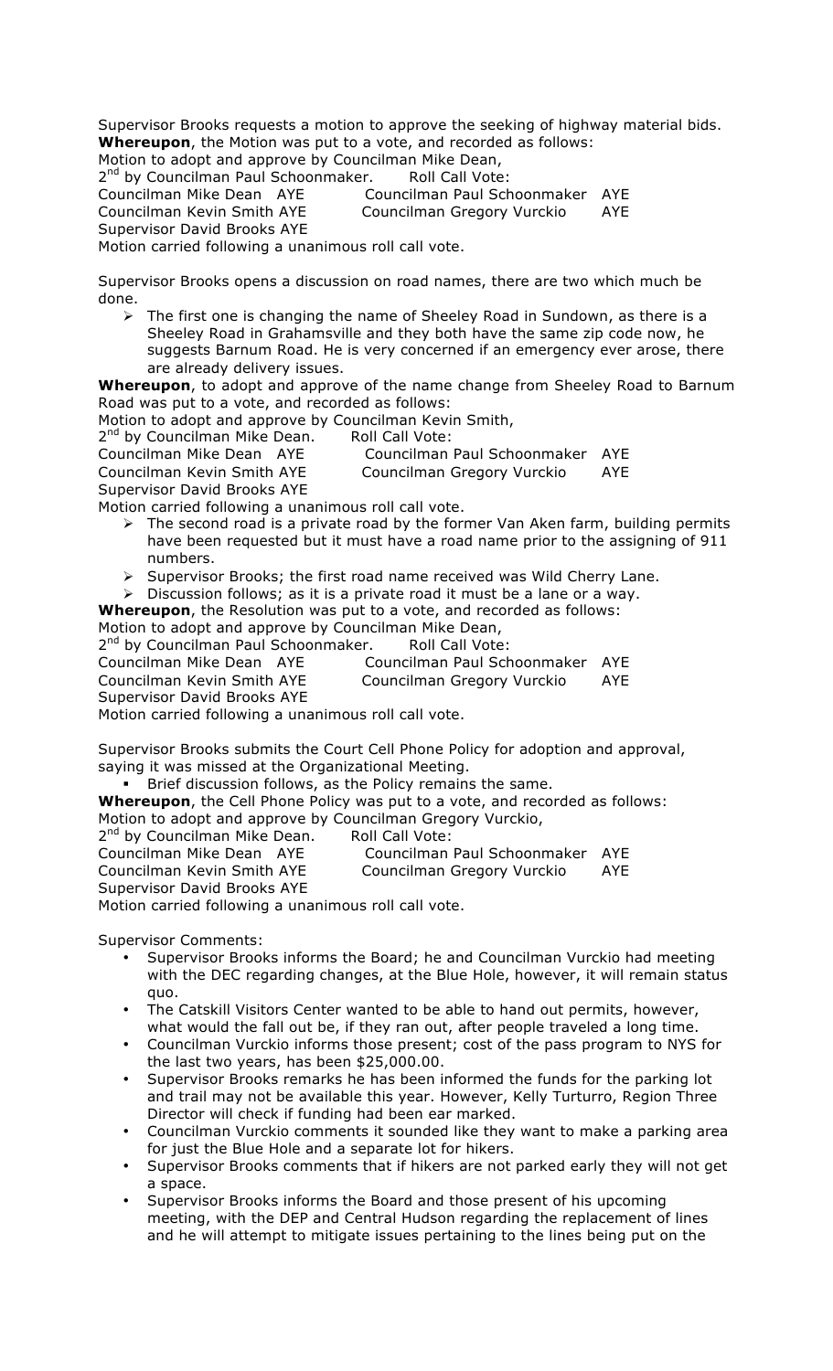Supervisor Brooks requests a motion to approve the seeking of highway material bids.
**Whereupon**, the Motion was put to a vote, and recorded as follows:
Motion to adopt and approve by Councilman Mike Dean,
2nd by Councilman Paul Schoonmaker.     Roll Call Vote:
Councilman Mike Dean  AYE          Councilman Paul Schoonmaker  AYE
Councilman Kevin Smith AYE          Councilman Gregory Vurckio     AYE
Supervisor David Brooks AYE
Motion carried following a unanimous roll call vote.

Supervisor Brooks opens a discussion on road names, there are two which much be done.

- The first one is changing the name of Sheeley Road in Sundown, as there is a Sheeley Road in Grahamsville and they both have the same zip code now, he suggests Barnum Road. He is very concerned if an emergency ever arose, there are already delivery issues.

**Whereupon**, to adopt and approve of the name change from Sheeley Road to Barnum Road was put to a vote, and recorded as follows:
Motion to adopt and approve by Councilman Kevin Smith,
2nd by Councilman Mike Dean.     Roll Call Vote:
Councilman Mike Dean  AYE          Councilman Paul Schoonmaker  AYE
Councilman Kevin Smith AYE          Councilman Gregory Vurckio     AYE
Supervisor David Brooks AYE
Motion carried following a unanimous roll call vote.

- The second road is a private road by the former Van Aken farm, building permits have been requested but it must have a road name prior to the assigning of 911 numbers.
- Supervisor Brooks; the first road name received was Wild Cherry Lane.
- Discussion follows; as it is a private road it must be a lane or a way.

**Whereupon**, the Resolution was put to a vote, and recorded as follows:
Motion to adopt and approve by Councilman Mike Dean,
2nd by Councilman Paul Schoonmaker.     Roll Call Vote:
Councilman Mike Dean  AYE          Councilman Paul Schoonmaker  AYE
Councilman Kevin Smith AYE          Councilman Gregory Vurckio     AYE
Supervisor David Brooks AYE
Motion carried following a unanimous roll call vote.

Supervisor Brooks submits the Court Cell Phone Policy for adoption and approval, saying it was missed at the Organizational Meeting.

- Brief discussion follows, as the Policy remains the same.

**Whereupon**, the Cell Phone Policy was put to a vote, and recorded as follows:
Motion to adopt and approve by Councilman Gregory Vurckio,
2nd by Councilman Mike Dean.     Roll Call Vote:
Councilman Mike Dean  AYE          Councilman Paul Schoonmaker  AYE
Councilman Kevin Smith AYE          Councilman Gregory Vurckio     AYE
Supervisor David Brooks AYE
Motion carried following a unanimous roll call vote.

Supervisor Comments:

- Supervisor Brooks informs the Board; he and Councilman Vurckio had meeting with the DEC regarding changes, at the Blue Hole, however, it will remain status quo.
- The Catskill Visitors Center wanted to be able to hand out permits, however, what would the fall out be, if they ran out, after people traveled a long time.
- Councilman Vurckio informs those present; cost of the pass program to NYS for the last two years, has been $25,000.00.
- Supervisor Brooks remarks he has been informed the funds for the parking lot and trail may not be available this year. However, Kelly Turturro, Region Three Director will check if funding had been ear marked.
- Councilman Vurckio comments it sounded like they want to make a parking area for just the Blue Hole and a separate lot for hikers.
- Supervisor Brooks comments that if hikers are not parked early they will not get a space.
- Supervisor Brooks informs the Board and those present of his upcoming meeting, with the DEP and Central Hudson regarding the replacement of lines and he will attempt to mitigate issues pertaining to the lines being put on the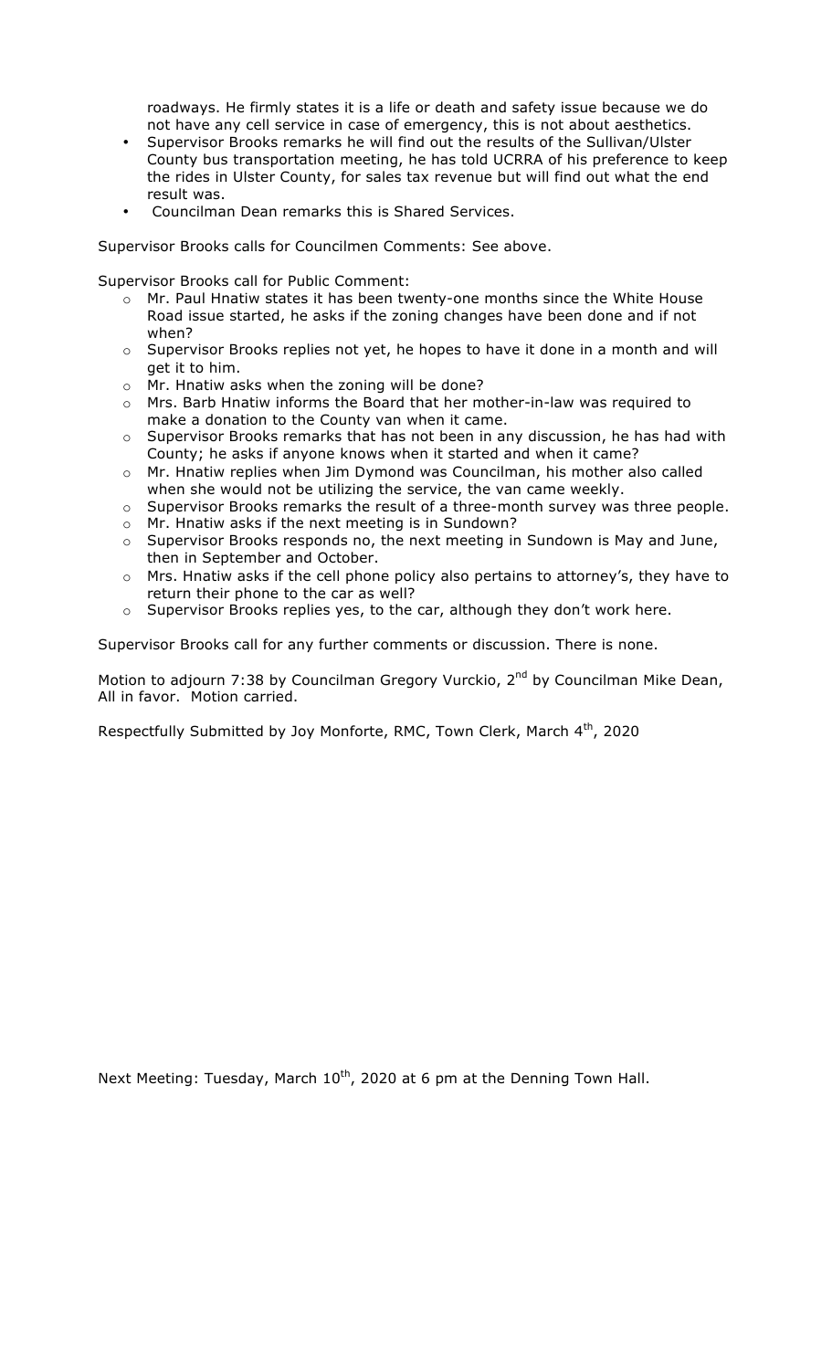roadways. He firmly states it is a life or death and safety issue because we do not have any cell service in case of emergency, this is not about aesthetics.

- Supervisor Brooks remarks he will find out the results of the Sullivan/Ulster County bus transportation meeting, he has told UCRRA of his preference to keep the rides in Ulster County, for sales tax revenue but will find out what the end result was.
- Councilman Dean remarks this is Shared Services.

Supervisor Brooks calls for Councilmen Comments: See above.

Supervisor Brooks call for Public Comment:

- Mr. Paul Hnatiw states it has been twenty-one months since the White House Road issue started, he asks if the zoning changes have been done and if not when?
- Supervisor Brooks replies not yet, he hopes to have it done in a month and will get it to him.
- Mr. Hnatiw asks when the zoning will be done?
- Mrs. Barb Hnatiw informs the Board that her mother-in-law was required to make a donation to the County van when it came.
- Supervisor Brooks remarks that has not been in any discussion, he has had with County; he asks if anyone knows when it started and when it came?
- Mr. Hnatiw replies when Jim Dymond was Councilman, his mother also called when she would not be utilizing the service, the van came weekly.
- Supervisor Brooks remarks the result of a three-month survey was three people.
- Mr. Hnatiw asks if the next meeting is in Sundown?
- Supervisor Brooks responds no, the next meeting in Sundown is May and June, then in September and October.
- Mrs. Hnatiw asks if the cell phone policy also pertains to attorney's, they have to return their phone to the car as well?
- Supervisor Brooks replies yes, to the car, although they don't work here.

Supervisor Brooks call for any further comments or discussion. There is none.

Motion to adjourn 7:38 by Councilman Gregory Vurckio, 2nd by Councilman Mike Dean, All in favor. Motion carried.

Respectfully Submitted by Joy Monforte, RMC, Town Clerk, March 4th, 2020

Next Meeting: Tuesday, March 10th, 2020 at 6 pm at the Denning Town Hall.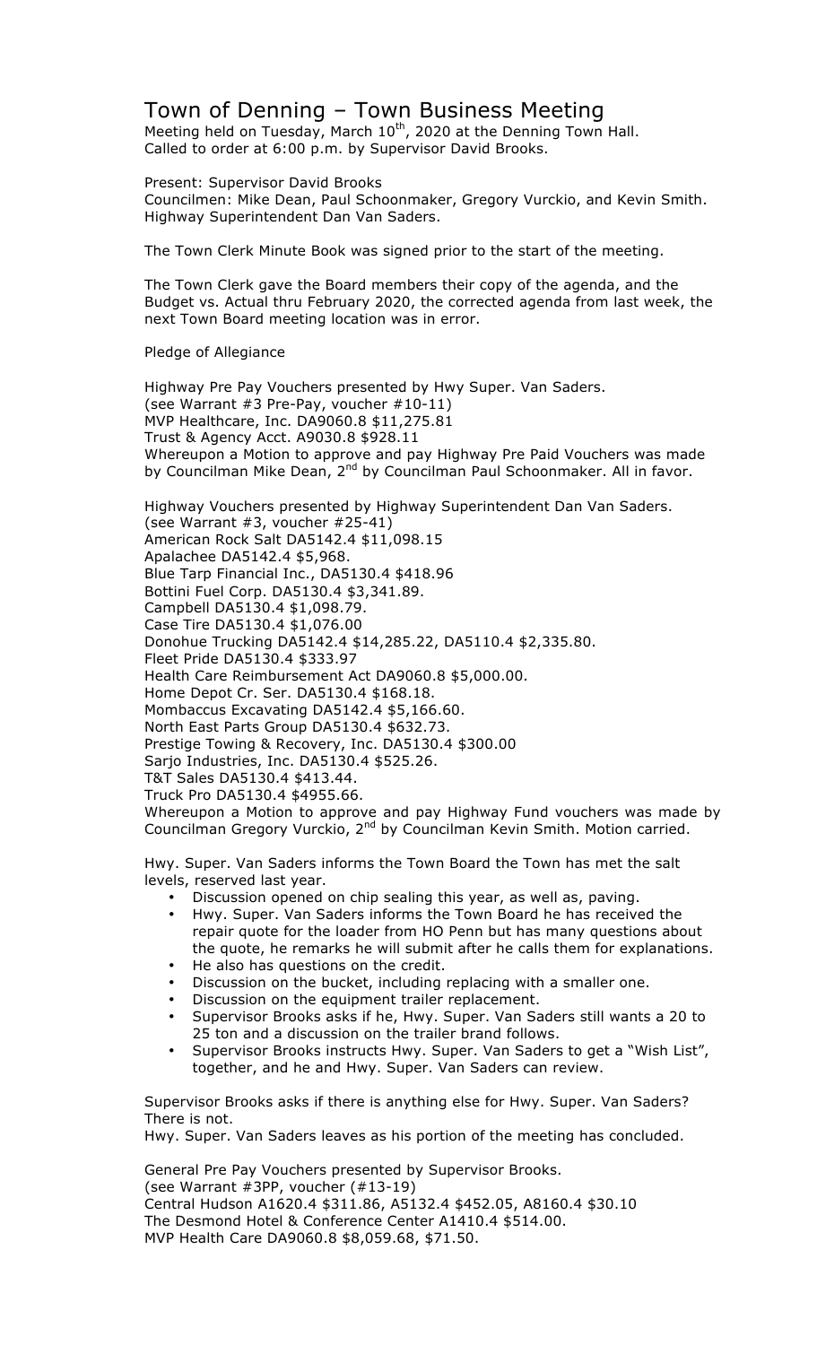# Town of Denning – Town Business Meeting

Meeting held on Tuesday, March 10th, 2020 at the Denning Town Hall.
Called to order at 6:00 p.m. by Supervisor David Brooks.

Present: Supervisor David Brooks
Councilmen: Mike Dean, Paul Schoonmaker, Gregory Vurckio, and Kevin Smith.
Highway Superintendent Dan Van Saders.

The Town Clerk Minute Book was signed prior to the start of the meeting.

The Town Clerk gave the Board members their copy of the agenda, and the Budget vs. Actual thru February 2020, the corrected agenda from last week, the next Town Board meeting location was in error.

Pledge of Allegiance

Highway Pre Pay Vouchers presented by Hwy Super. Van Saders.
(see Warrant #3 Pre-Pay, voucher #10-11)
MVP Healthcare, Inc. DA9060.8 $11,275.81
Trust & Agency Acct. A9030.8 $928.11
Whereupon a Motion to approve and pay Highway Pre Paid Vouchers was made by Councilman Mike Dean, 2nd by Councilman Paul Schoonmaker. All in favor.

Highway Vouchers presented by Highway Superintendent Dan Van Saders.
(see Warrant #3, voucher #25-41)
American Rock Salt DA5142.4 $11,098.15
Apalachee DA5142.4 $5,968.
Blue Tarp Financial Inc., DA5130.4 $418.96
Bottini Fuel Corp. DA5130.4 $3,341.89.
Campbell DA5130.4 $1,098.79.
Case Tire DA5130.4 $1,076.00
Donohue Trucking DA5142.4 $14,285.22, DA5110.4 $2,335.80.
Fleet Pride DA5130.4 $333.97
Health Care Reimbursement Act DA9060.8 $5,000.00.
Home Depot Cr. Ser. DA5130.4 $168.18.
Mombaccus Excavating DA5142.4 $5,166.60.
North East Parts Group DA5130.4 $632.73.
Prestige Towing & Recovery, Inc. DA5130.4 $300.00
Sarjo Industries, Inc. DA5130.4 $525.26.
T&T Sales DA5130.4 $413.44.
Truck Pro DA5130.4 $4955.66.
Whereupon a Motion to approve and pay Highway Fund vouchers was made by Councilman Gregory Vurckio, 2nd by Councilman Kevin Smith. Motion carried.

Hwy. Super. Van Saders informs the Town Board the Town has met the salt levels, reserved last year.

- Discussion opened on chip sealing this year, as well as, paving.
- Hwy. Super. Van Saders informs the Town Board he has received the repair quote for the loader from HO Penn but has many questions about the quote, he remarks he will submit after he calls them for explanations.
- He also has questions on the credit.
- Discussion on the bucket, including replacing with a smaller one.
- Discussion on the equipment trailer replacement.
- Supervisor Brooks asks if he, Hwy. Super. Van Saders still wants a 20 to 25 ton and a discussion on the trailer brand follows.
- Supervisor Brooks instructs Hwy. Super. Van Saders to get a "Wish List", together, and he and Hwy. Super. Van Saders can review.

Supervisor Brooks asks if there is anything else for Hwy. Super. Van Saders? There is not.
Hwy. Super. Van Saders leaves as his portion of the meeting has concluded.

General Pre Pay Vouchers presented by Supervisor Brooks.
(see Warrant #3PP, voucher (#13-19)
Central Hudson A1620.4 $311.86, A5132.4 $452.05, A8160.4 $30.10
The Desmond Hotel & Conference Center A1410.4 $514.00.
MVP Health Care DA9060.8 $8,059.68, $71.50.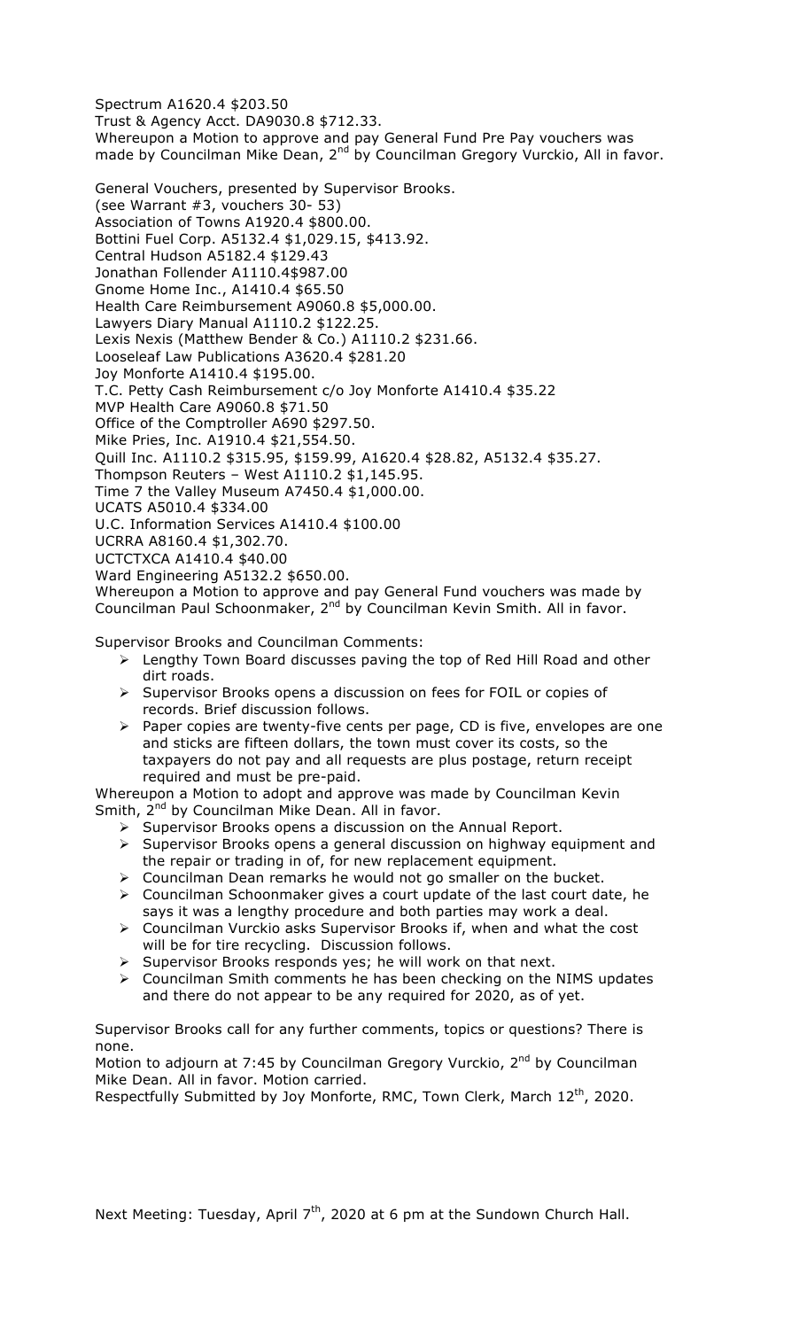Spectrum A1620.4 $203.50
Trust & Agency Acct. DA9030.8 $712.33.
Whereupon a Motion to approve and pay General Fund Pre Pay vouchers was made by Councilman Mike Dean, 2nd by Councilman Gregory Vurckio, All in favor.

General Vouchers, presented by Supervisor Brooks.
(see Warrant #3, vouchers 30- 53)
Association of Towns A1920.4 $800.00.
Bottini Fuel Corp. A5132.4 $1,029.15, $413.92.
Central Hudson A5182.4 $129.43
Jonathan Follender A1110.4$987.00
Gnome Home Inc., A1410.4 $65.50
Health Care Reimbursement A9060.8 $5,000.00.
Lawyers Diary Manual A1110.2 $122.25.
Lexis Nexis (Matthew Bender & Co.) A1110.2 $231.66.
Looseleaf Law Publications A3620.4 $281.20
Joy Monforte A1410.4 $195.00.
T.C. Petty Cash Reimbursement c/o Joy Monforte A1410.4 $35.22
MVP Health Care A9060.8 $71.50
Office of the Comptroller A690 $297.50.
Mike Pries, Inc. A1910.4 $21,554.50.
Quill Inc. A1110.2 $315.95, $159.99, A1620.4 $28.82, A5132.4 $35.27.
Thompson Reuters – West A1110.2 $1,145.95.
Time 7 the Valley Museum A7450.4 $1,000.00.
UCATS A5010.4 $334.00
U.C. Information Services A1410.4 $100.00
UCRRA A8160.4 $1,302.70.
UCTCTXCA A1410.4 $40.00
Ward Engineering A5132.2 $650.00.
Whereupon a Motion to approve and pay General Fund vouchers was made by Councilman Paul Schoonmaker, 2nd by Councilman Kevin Smith. All in favor.

Supervisor Brooks and Councilman Comments:

- Lengthy Town Board discusses paving the top of Red Hill Road and other dirt roads.
- Supervisor Brooks opens a discussion on fees for FOIL or copies of records. Brief discussion follows.
- Paper copies are twenty-five cents per page, CD is five, envelopes are one and sticks are fifteen dollars, the town must cover its costs, so the taxpayers do not pay and all requests are plus postage, return receipt required and must be pre-paid.

Whereupon a Motion to adopt and approve was made by Councilman Kevin Smith, 2nd by Councilman Mike Dean. All in favor.

- Supervisor Brooks opens a discussion on the Annual Report.
- Supervisor Brooks opens a general discussion on highway equipment and the repair or trading in of, for new replacement equipment.
- Councilman Dean remarks he would not go smaller on the bucket.
- Councilman Schoonmaker gives a court update of the last court date, he says it was a lengthy procedure and both parties may work a deal.
- Councilman Vurckio asks Supervisor Brooks if, when and what the cost will be for tire recycling. Discussion follows.
- Supervisor Brooks responds yes; he will work on that next.
- Councilman Smith comments he has been checking on the NIMS updates and there do not appear to be any required for 2020, as of yet.

Supervisor Brooks call for any further comments, topics or questions? There is none.
Motion to adjourn at 7:45 by Councilman Gregory Vurckio, 2nd by Councilman Mike Dean. All in favor. Motion carried.
Respectfully Submitted by Joy Monforte, RMC, Town Clerk, March 12th, 2020.

Next Meeting: Tuesday, April 7th, 2020 at 6 pm at the Sundown Church Hall.